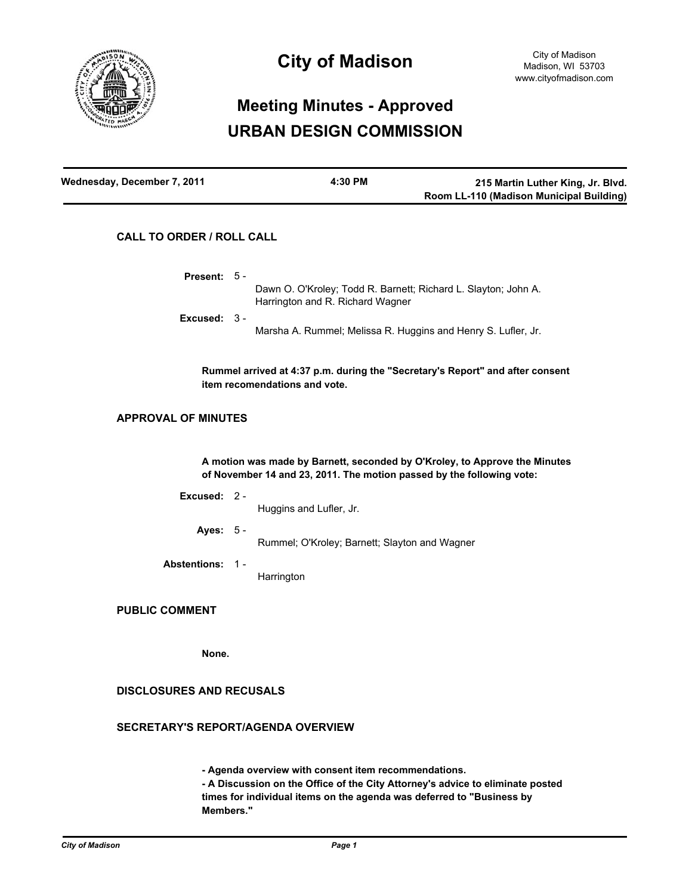# City of Madison

City of Madison
Madison, WI 53703
www.cityofmadison.com

## Meeting Minutes - Approved
## URBAN DESIGN COMMISSION

| Wednesday, December 7, 2011 | 4:30 PM | 215 Martin Luther King, Jr. Blvd. Room LL-110 (Madison Municipal Building) |
|---|---|---|

### CALL TO ORDER / ROLL CALL

**Present:** 5 - Dawn O. O'Kroley; Todd R. Barnett; Richard L. Slayton; John A. Harrington and R. Richard Wagner

**Excused:** 3 - Marsha A. Rummel; Melissa R. Huggins and Henry S. Lufler, Jr.

**Rummel arrived at 4:37 p.m. during the "Secretary's Report" and after consent item recomendations and vote.**

### APPROVAL OF MINUTES

**A motion was made by Barnett, seconded by O'Kroley, to Approve the Minutes of November 14 and 23, 2011. The motion passed by the following vote:**

**Excused:** 2 - Huggins and Lufler, Jr.

**Ayes:** 5 - Rummel; O'Kroley; Barnett; Slayton and Wagner

**Abstentions:** 1 - Harrington

### PUBLIC COMMENT

**None.**

### DISCLOSURES AND RECUSALS

### SECRETARY'S REPORT/AGENDA OVERVIEW

**- Agenda overview with consent item recommendations.**
**- A Discussion on the Office of the City Attorney's advice to eliminate posted times for individual items on the agenda was deferred to "Business by Members."**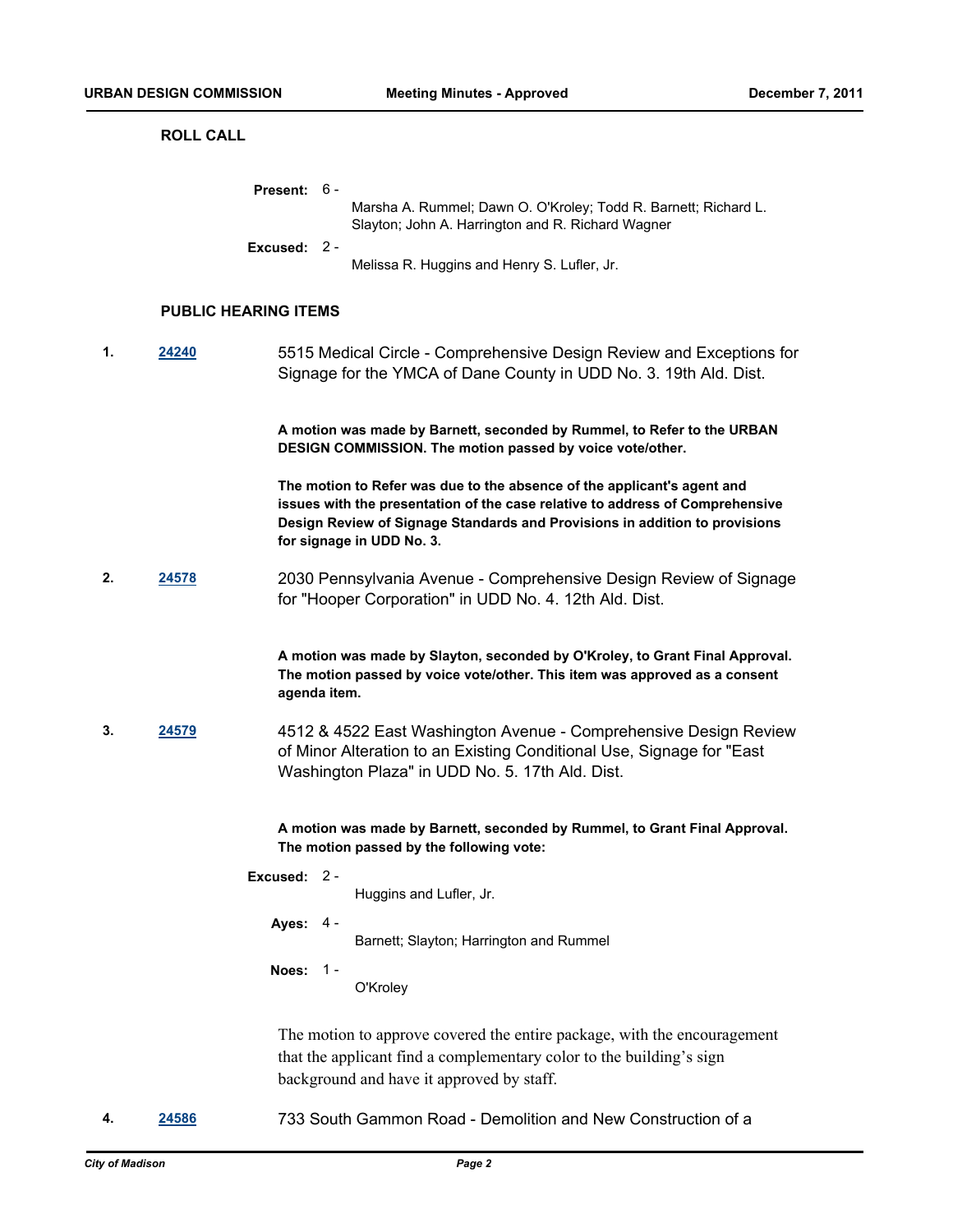## ROLL CALL

**Present:** 6 -
Marsha A. Rummel; Dawn O. O'Kroley; Todd R. Barnett; Richard L. Slayton; John A. Harrington and R. Richard Wagner

**Excused:** 2 -
Melissa R. Huggins and Henry S. Lufler, Jr.

## PUBLIC HEARING ITEMS

**1.** **24240** 5515 Medical Circle - Comprehensive Design Review and Exceptions for Signage for the YMCA of Dane County in UDD No. 3. 19th Ald. Dist.

**A motion was made by Barnett, seconded by Rummel, to Refer to the URBAN DESIGN COMMISSION. The motion passed by voice vote/other.**

**The motion to Refer was due to the absence of the applicant's agent and issues with the presentation of the case relative to address of Comprehensive Design Review of Signage Standards and Provisions in addition to provisions for signage in UDD No. 3.**

**2.** **24578** 2030 Pennsylvania Avenue - Comprehensive Design Review of Signage for "Hooper Corporation" in UDD No. 4. 12th Ald. Dist.

**A motion was made by Slayton, seconded by O'Kroley, to Grant Final Approval. The motion passed by voice vote/other. This item was approved as a consent agenda item.**

**3.** **24579** 4512 & 4522 East Washington Avenue - Comprehensive Design Review of Minor Alteration to an Existing Conditional Use, Signage for "East Washington Plaza" in UDD No. 5. 17th Ald. Dist.

**A motion was made by Barnett, seconded by Rummel, to Grant Final Approval. The motion passed by the following vote:**

**Excused:** 2 -
Huggins and Lufler, Jr.

**Ayes:** 4 -
Barnett; Slayton; Harrington and Rummel

**Noes:** 1 -
O'Kroley

The motion to approve covered the entire package, with the encouragement that the applicant find a complementary color to the building's sign background and have it approved by staff.

**4.** **24586** 733 South Gammon Road - Demolition and New Construction of a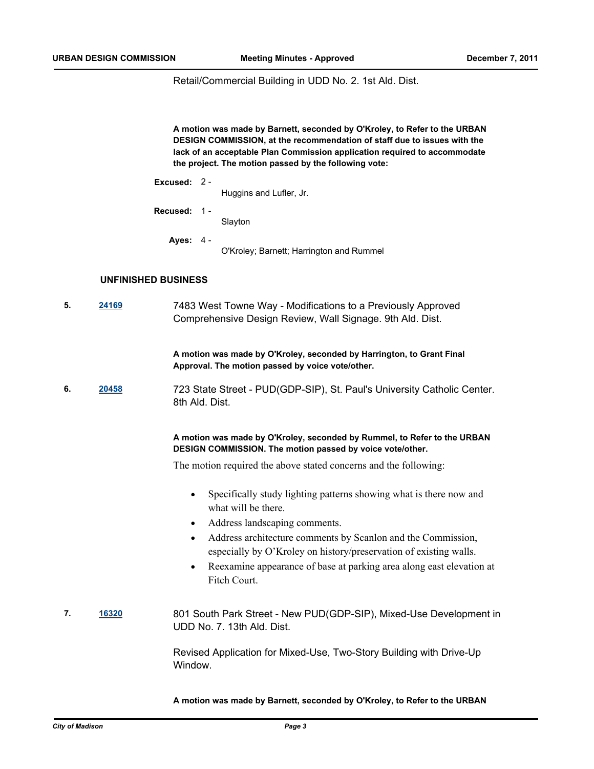Retail/Commercial Building in UDD No. 2. 1st Ald. Dist.

**A motion was made by Barnett, seconded by O'Kroley, to Refer to the URBAN DESIGN COMMISSION, at the recommendation of staff due to issues with the lack of an acceptable Plan Commission application required to accommodate the project. The motion passed by the following vote:**

**Excused:** 2 - Huggins and Lufler, Jr.

**Recused:** 1 - Slayton

**Ayes:** 4 - O'Kroley; Barnett; Harrington and Rummel

## UNFINISHED BUSINESS

**5.** **24169** 7483 West Towne Way - Modifications to a Previously Approved Comprehensive Design Review, Wall Signage. 9th Ald. Dist.

**A motion was made by O'Kroley, seconded by Harrington, to Grant Final Approval. The motion passed by voice vote/other.**

**6.** **20458** 723 State Street - PUD(GDP-SIP), St. Paul's University Catholic Center. 8th Ald. Dist.

**A motion was made by O'Kroley, seconded by Rummel, to Refer to the URBAN DESIGN COMMISSION. The motion passed by voice vote/other.**

The motion required the above stated concerns and the following:

- Specifically study lighting patterns showing what is there now and what will be there.
- Address landscaping comments.
- Address architecture comments by Scanlon and the Commission, especially by O'Kroley on history/preservation of existing walls.
- Reexamine appearance of base at parking area along east elevation at Fitch Court.

**7.** **16320** 801 South Park Street - New PUD(GDP-SIP), Mixed-Use Development in UDD No. 7. 13th Ald. Dist.

Revised Application for Mixed-Use, Two-Story Building with Drive-Up Window.

**A motion was made by Barnett, seconded by O'Kroley, to Refer to the URBAN**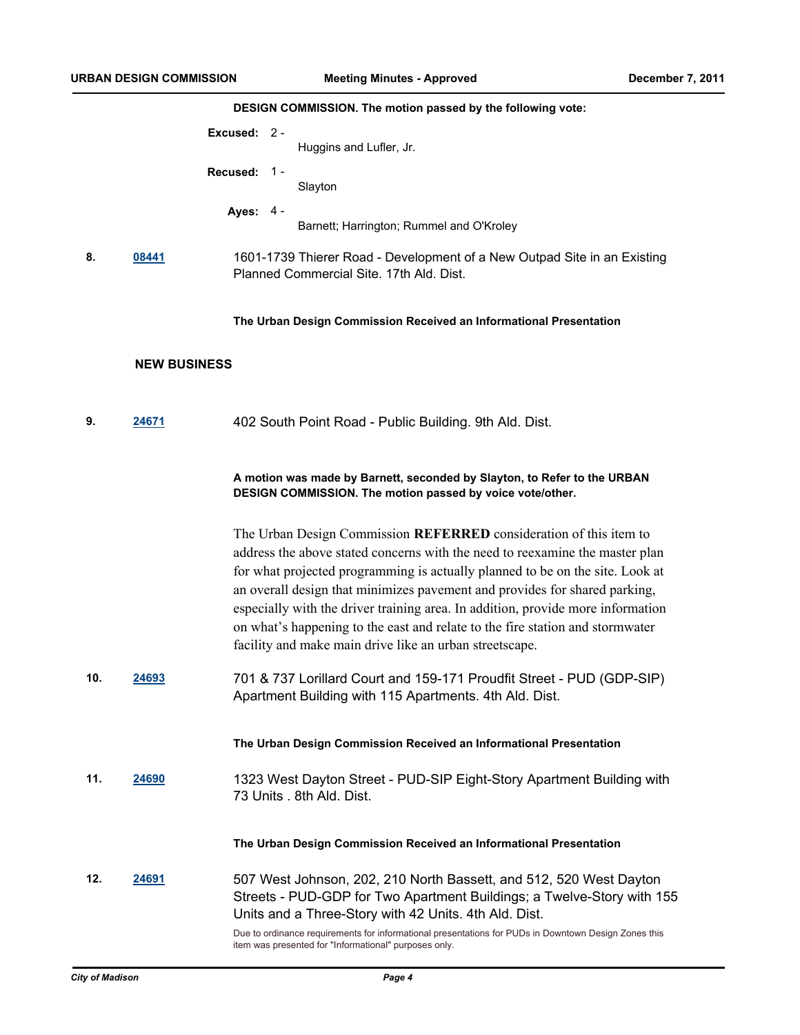**DESIGN COMMISSION. The motion passed by the following vote:**

**Excused:** 2 - Huggins and Lufler, Jr.

**Recused:** 1 - Slayton

**Ayes:** 4 - Barnett; Harrington; Rummel and O'Kroley

**8.** [08441](08441) 1601-1739 Thierer Road - Development of a New Outpad Site in an Existing Planned Commercial Site. 17th Ald. Dist.

**The Urban Design Commission Received an Informational Presentation**

## NEW BUSINESS

**9.** [24671](24671) 402 South Point Road - Public Building. 9th Ald. Dist.

**A motion was made by Barnett, seconded by Slayton, to Refer to the URBAN DESIGN COMMISSION. The motion passed by voice vote/other.**

The Urban Design Commission **REFERRED** consideration of this item to address the above stated concerns with the need to reexamine the master plan for what projected programming is actually planned to be on the site. Look at an overall design that minimizes pavement and provides for shared parking, especially with the driver training area. In addition, provide more information on what's happening to the east and relate to the fire station and stormwater facility and make main drive like an urban streetscape.

**10.** [24693](24693) 701 & 737 Lorillard Court and 159-171 Proudfit Street - PUD (GDP-SIP) Apartment Building with 115 Apartments. 4th Ald. Dist.

**The Urban Design Commission Received an Informational Presentation**

**11.** [24690](24690) 1323 West Dayton Street - PUD-SIP Eight-Story Apartment Building with 73 Units . 8th Ald. Dist.

**The Urban Design Commission Received an Informational Presentation**

**12.** [24691](24691) 507 West Johnson, 202, 210 North Bassett, and 512, 520 West Dayton Streets - PUD-GDP for Two Apartment Buildings; a Twelve-Story with 155 Units and a Three-Story with 42 Units. 4th Ald. Dist.

Due to ordinance requirements for informational presentations for PUDs in Downtown Design Zones this item was presented for "Informational" purposes only.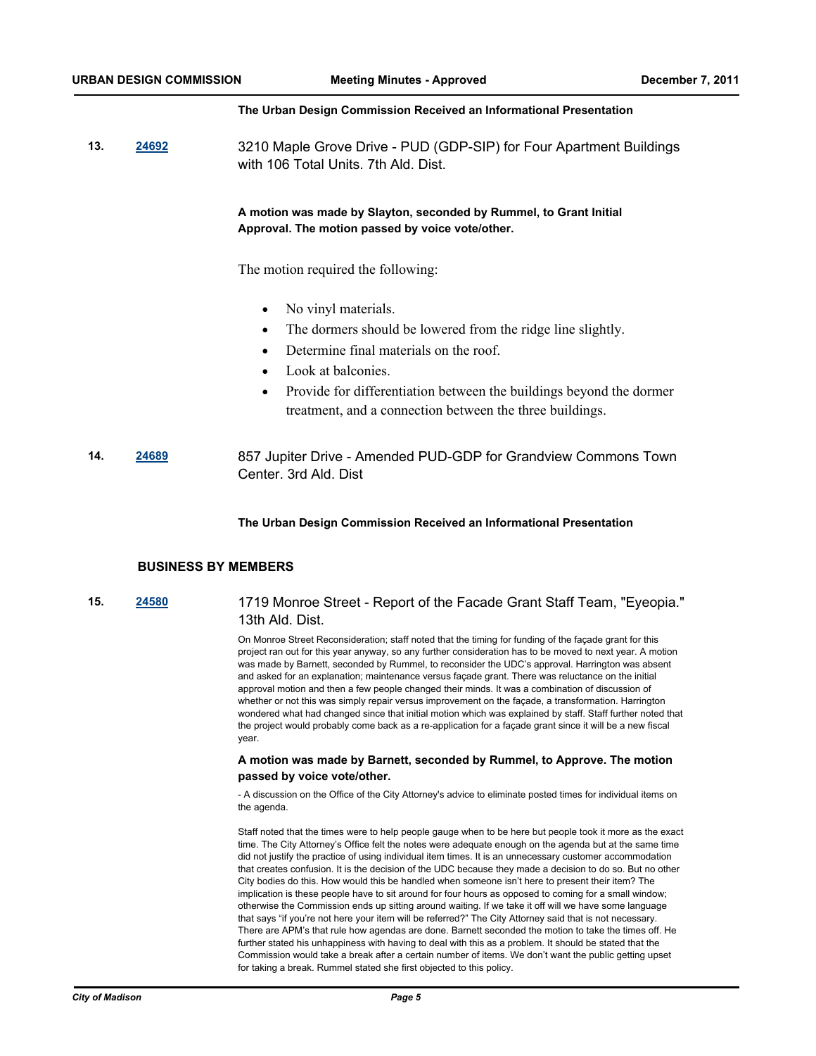**The Urban Design Commission Received an Informational Presentation**

**13.** [24692](#) 3210 Maple Grove Drive - PUD (GDP-SIP) for Four Apartment Buildings with 106 Total Units. 7th Ald. Dist.

**A motion was made by Slayton, seconded by Rummel, to Grant Initial Approval. The motion passed by voice vote/other.**

The motion required the following:

- No vinyl materials.
- The dormers should be lowered from the ridge line slightly.
- Determine final materials on the roof.
- Look at balconies.
- Provide for differentiation between the buildings beyond the dormer treatment, and a connection between the three buildings.

**14.** [24689](#) 857 Jupiter Drive - Amended PUD-GDP for Grandview Commons Town Center. 3rd Ald. Dist

**The Urban Design Commission Received an Informational Presentation**

## BUSINESS BY MEMBERS

**15.** [24580](#) 1719 Monroe Street - Report of the Facade Grant Staff Team, "Eyeopia." 13th Ald. Dist.

On Monroe Street Reconsideration; staff noted that the timing for funding of the façade grant for this project ran out for this year anyway, so any further consideration has to be moved to next year. A motion was made by Barnett, seconded by Rummel, to reconsider the UDC's approval. Harrington was absent and asked for an explanation; maintenance versus façade grant. There was reluctance on the initial approval motion and then a few people changed their minds. It was a combination of discussion of whether or not this was simply repair versus improvement on the façade, a transformation. Harrington wondered what had changed since that initial motion which was explained by staff. Staff further noted that the project would probably come back as a re-application for a façade grant since it will be a new fiscal year.

**A motion was made by Barnett, seconded by Rummel, to Approve. The motion passed by voice vote/other.**

- A discussion on the Office of the City Attorney's advice to eliminate posted times for individual items on the agenda.

Staff noted that the times were to help people gauge when to be here but people took it more as the exact time. The City Attorney's Office felt the notes were adequate enough on the agenda but at the same time did not justify the practice of using individual item times. It is an unnecessary customer accommodation that creates confusion. It is the decision of the UDC because they made a decision to do so. But no other City bodies do this. How would this be handled when someone isn't here to present their item? The implication is these people have to sit around for four hours as opposed to coming for a small window; otherwise the Commission ends up sitting around waiting. If we take it off will we have some language that says "if you're not here your item will be referred?" The City Attorney said that is not necessary. There are APM's that rule how agendas are done. Barnett seconded the motion to take the times off. He further stated his unhappiness with having to deal with this as a problem. It should be stated that the Commission would take a break after a certain number of items. We don't want the public getting upset for taking a break. Rummel stated she first objected to this policy.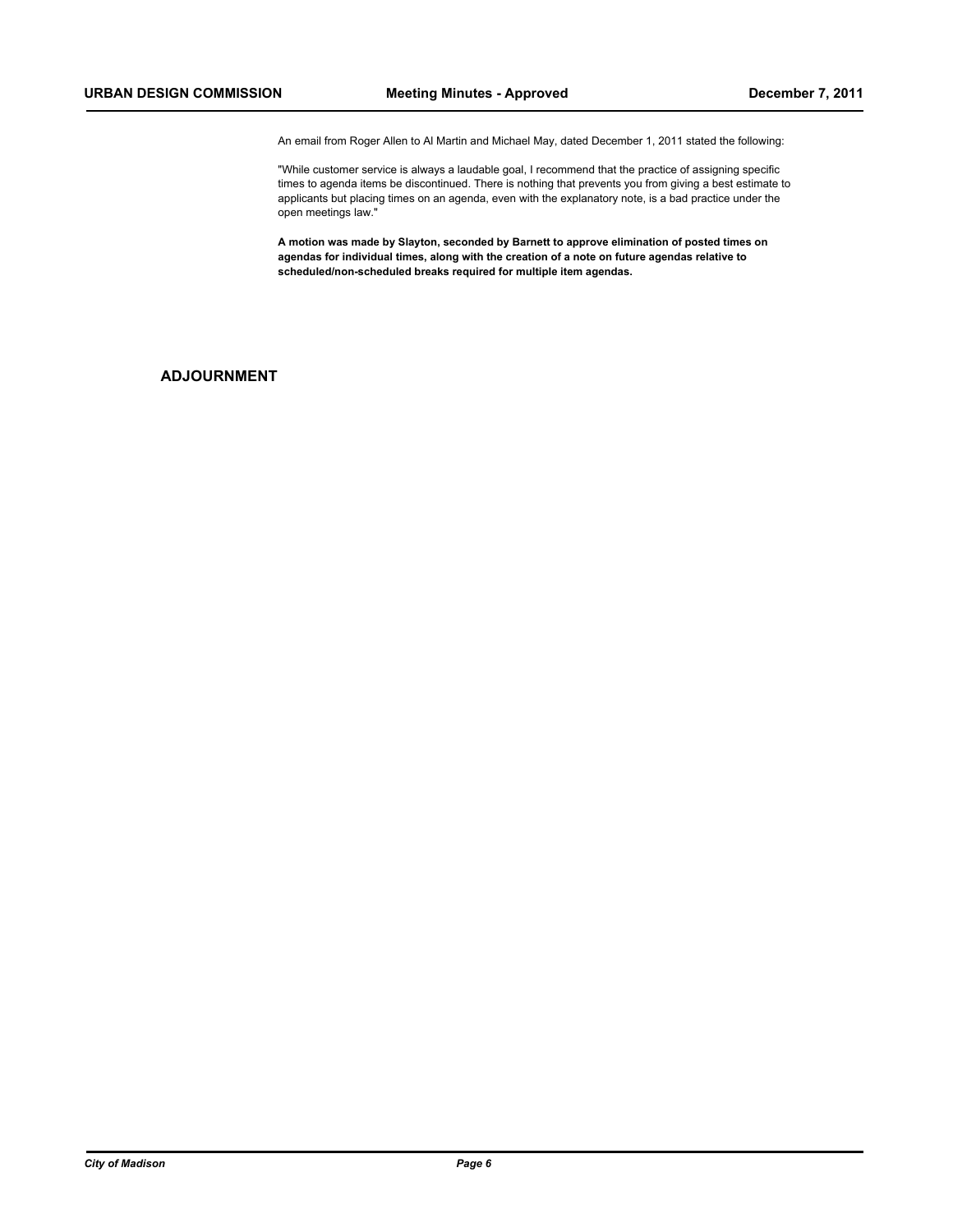An email from Roger Allen to Al Martin and Michael May, dated December 1, 2011 stated the following:

"While customer service is always a laudable goal, I recommend that the practice of assigning specific times to agenda items be discontinued. There is nothing that prevents you from giving a best estimate to applicants but placing times on an agenda, even with the explanatory note, is a bad practice under the open meetings law."

**A motion was made by Slayton, seconded by Barnett to approve elimination of posted times on agendas for individual times, along with the creation of a note on future agendas relative to scheduled/non-scheduled breaks required for multiple item agendas.**

## ADJOURNMENT